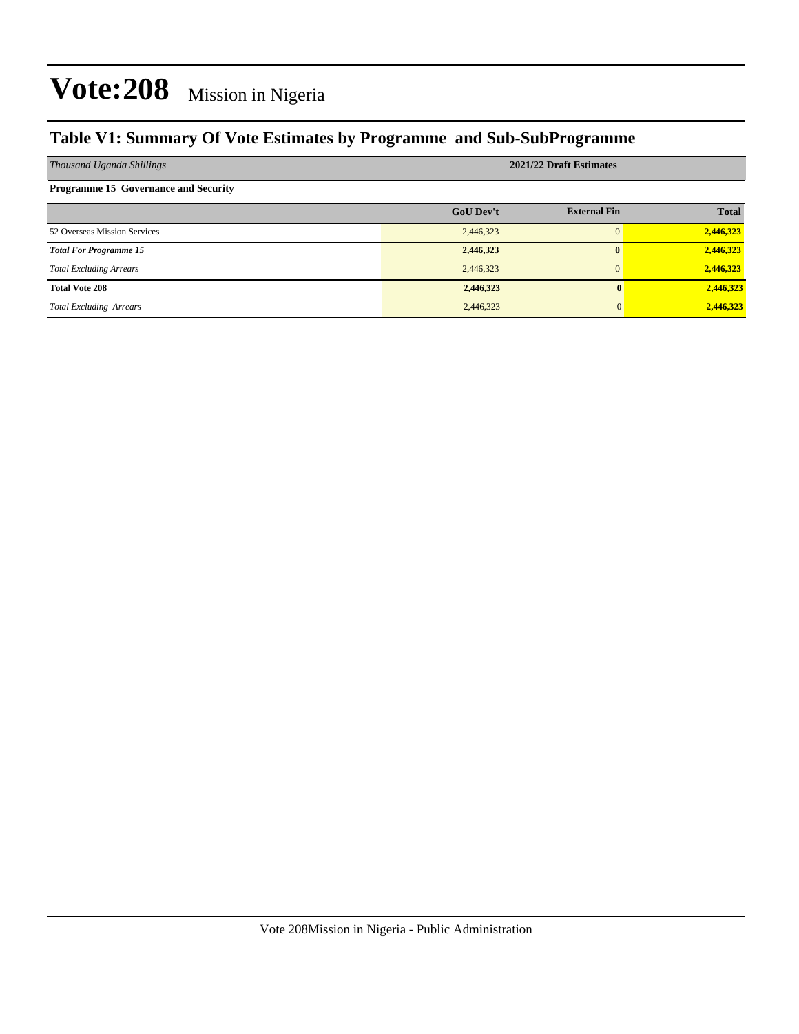# Vote:208 Mission in Nigeria

## Table V1: Summary Of Vote Estimates by Programme and Sub-SubProgramme

| *Thousand Uganda Shillings* | 2021/22 Draft Estimates | | |
|---|---|---|---|
| **Programme 15 Governance and Security** | | | |
| | **GoU Dev't** | **External Fin** | **Total** |
| 52 Overseas Mission Services | 2,446,323 | 0 | **2,446,323** |
| ***Total For Programme 15*** | **2,446,323** | **0** | **2,446,323** |
| *Total Excluding Arrears* | 2,446,323 | 0 | **2,446,323** |
| **Total Vote 208** | **2,446,323** | **0** | **2,446,323** |
| *Total Excluding Arrears* | 2,446,323 | 0 | **2,446,323** |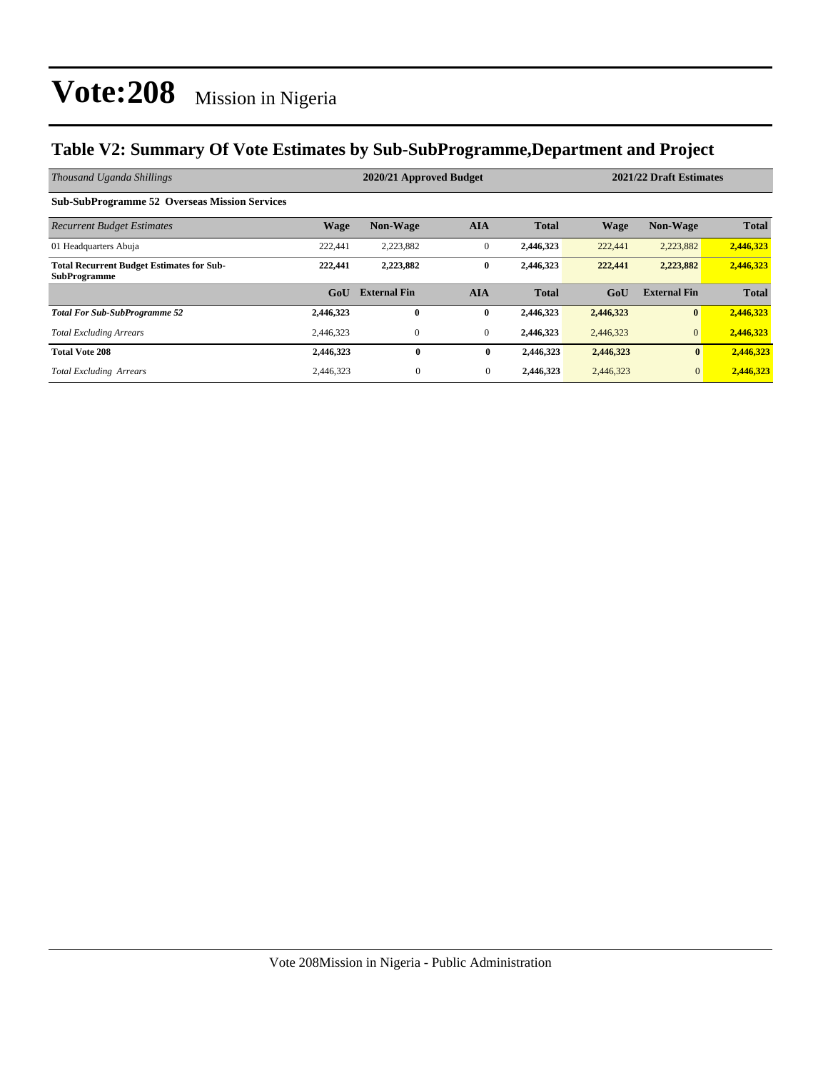# Vote:208 Mission in Nigeria

## Table V2: Summary Of Vote Estimates by Sub-SubProgramme,Department and Project

| *Thousand Uganda Shillings* | 2020/21 Approved Budget | | | | 2021/22 Draft Estimates | | |
|---|---|---|---|---|---|---|---|
| **Sub-SubProgramme 52 Overseas Mission Services** | | | | | | | |
| *Recurrent Budget Estimates* | **Wage** | **Non-Wage** | **AIA** | **Total** | **Wage** | **Non-Wage** | **Total** |
| 01 Headquarters Abuja | 222,441 | 2,223,882 | 0 | **2,446,323** | 222,441 | 2,223,882 | **2,446,323** |
| **Total Recurrent Budget Estimates for Sub-SubProgramme** | **222,441** | **2,223,882** | **0** | **2,446,323** | **222,441** | **2,223,882** | **2,446,323** |
| | **GoU** | **External Fin** | **AIA** | **Total** | **GoU** | **External Fin** | **Total** |
| ***Total For Sub-SubProgramme 52*** | **2,446,323** | **0** | **0** | **2,446,323** | **2,446,323** | **0** | **2,446,323** |
| *Total Excluding Arrears* | 2,446,323 | 0 | 0 | **2,446,323** | 2,446,323 | 0 | **2,446,323** |
| **Total Vote 208** | **2,446,323** | **0** | **0** | **2,446,323** | **2,446,323** | **0** | **2,446,323** |
| *Total Excluding Arrears* | 2,446,323 | 0 | 0 | **2,446,323** | 2,446,323 | 0 | **2,446,323** |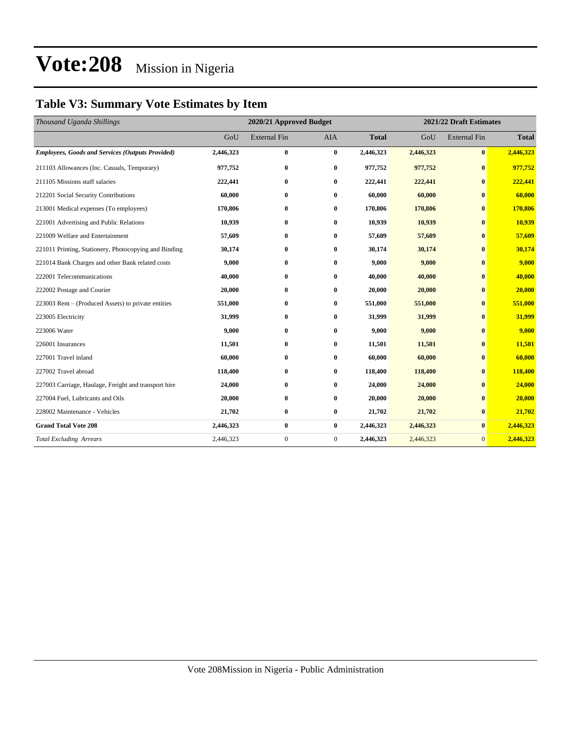# Vote:208 Mission in Nigeria

## Table V3: Summary Vote Estimates by Item

| *Thousand Uganda Shillings* | 2020/21 Approved Budget | | | | 2021/22 Draft Estimates | | |
|---|---|---|---|---|---|---|---|
| | GoU | External Fin | AIA | **Total** | GoU | External Fin | **Total** |
| ***Employees, Goods and Services (Outputs Provided)*** | **2,446,323** | **0** | **0** | **2,446,323** | **2,446,323** | **0** | **2,446,323** |
| 211103 Allowances (Inc. Casuals, Temporary) | **977,752** | **0** | **0** | **977,752** | **977,752** | **0** | **977,752** |
| 211105 Missions staff salaries | **222,441** | **0** | **0** | **222,441** | **222,441** | **0** | **222,441** |
| 212201 Social Security Contributions | **60,000** | **0** | **0** | **60,000** | **60,000** | **0** | **60,000** |
| 213001 Medical expenses (To employees) | **170,806** | **0** | **0** | **170,806** | **170,806** | **0** | **170,806** |
| 221001 Advertising and Public Relations | **10,939** | **0** | **0** | **10,939** | **10,939** | **0** | **10,939** |
| 221009 Welfare and Entertainment | **57,609** | **0** | **0** | **57,609** | **57,609** | **0** | **57,609** |
| 221011 Printing, Stationery, Photocopying and Binding | **30,174** | **0** | **0** | **30,174** | **30,174** | **0** | **30,174** |
| 221014 Bank Charges and other Bank related costs | **9,000** | **0** | **0** | **9,000** | **9,000** | **0** | **9,000** |
| 222001 Telecommunications | **40,000** | **0** | **0** | **40,000** | **40,000** | **0** | **40,000** |
| 222002 Postage and Courier | **20,000** | **0** | **0** | **20,000** | **20,000** | **0** | **20,000** |
| 223003 Rent – (Produced Assets) to private entities | **551,000** | **0** | **0** | **551,000** | **551,000** | **0** | **551,000** |
| 223005 Electricity | **31,999** | **0** | **0** | **31,999** | **31,999** | **0** | **31,999** |
| 223006 Water | **9,000** | **0** | **0** | **9,000** | **9,000** | **0** | **9,000** |
| 226001 Insurances | **11,501** | **0** | **0** | **11,501** | **11,501** | **0** | **11,501** |
| 227001 Travel inland | **60,000** | **0** | **0** | **60,000** | **60,000** | **0** | **60,000** |
| 227002 Travel abroad | **118,400** | **0** | **0** | **118,400** | **118,400** | **0** | **118,400** |
| 227003 Carriage, Haulage, Freight and transport hire | **24,000** | **0** | **0** | **24,000** | **24,000** | **0** | **24,000** |
| 227004 Fuel, Lubricants and Oils | **20,000** | **0** | **0** | **20,000** | **20,000** | **0** | **20,000** |
| 228002 Maintenance - Vehicles | **21,702** | **0** | **0** | **21,702** | **21,702** | **0** | **21,702** |
| **Grand Total Vote 208** | **2,446,323** | **0** | **0** | **2,446,323** | **2,446,323** | **0** | **2,446,323** |
| *Total Excluding Arrears* | 2,446,323 | 0 | 0 | **2,446,323** | 2,446,323 | 0 | **2,446,323** |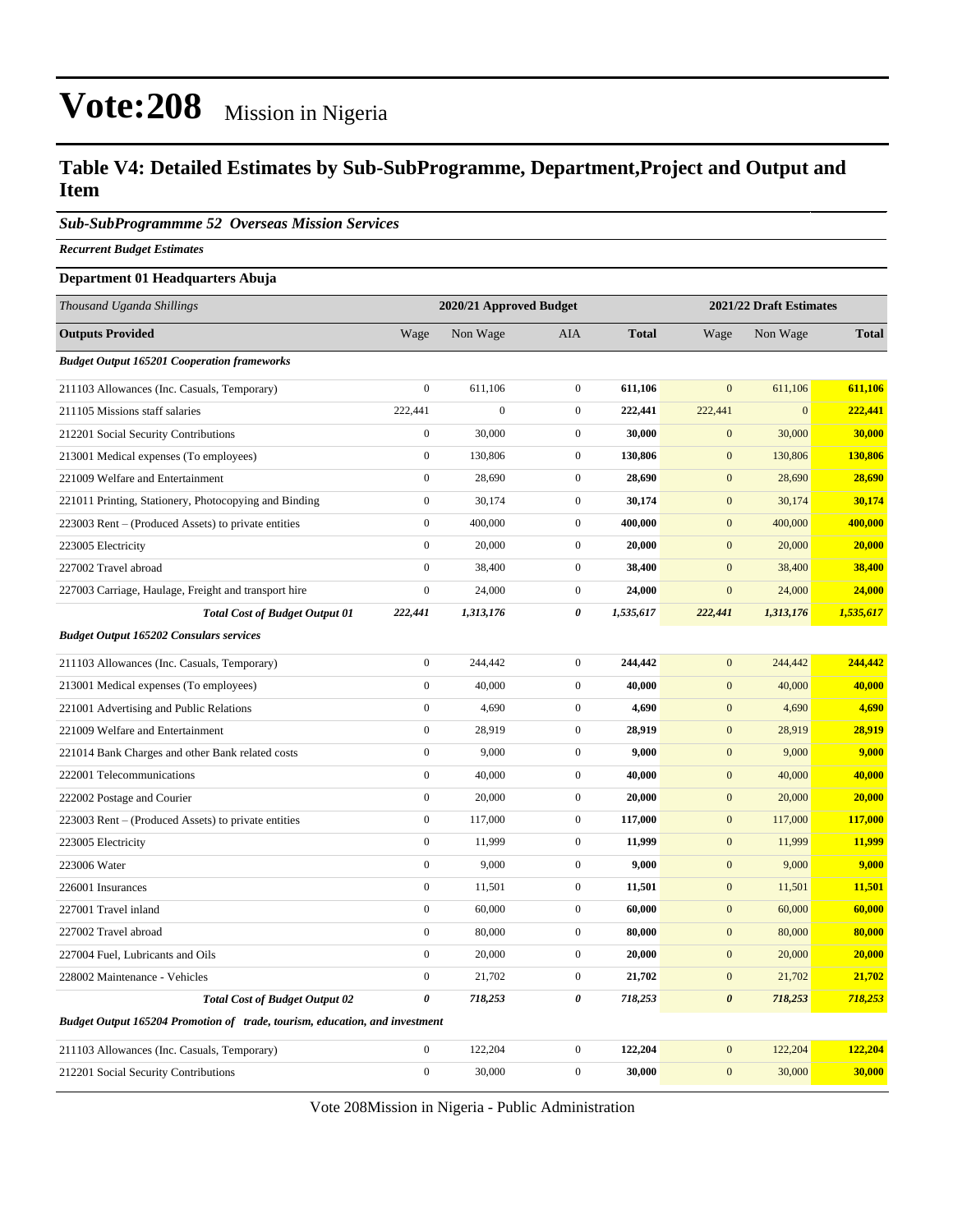# Vote:208 Mission in Nigeria

## Table V4: Detailed Estimates by Sub-SubProgramme, Department,Project and Output and Item

### *Sub-SubProgrammme 52 Overseas Mission Services*

***Recurrent Budget Estimates***

**Department 01 Headquarters Abuja**

| *Thousand Uganda Shillings* | 2020/21 Approved Budget | | | | 2021/22 Draft Estimates | | |
|---|---|---|---|---|---|---|---|
| **Outputs Provided** | Wage | Non Wage | AIA | **Total** | Wage | Non Wage | **Total** |
| ***Budget Output 165201 Cooperation frameworks*** | | | | | | | |
| 211103 Allowances (Inc. Casuals, Temporary) | 0 | 611,106 | 0 | **611,106** | 0 | 611,106 | **611,106** |
| 211105 Missions staff salaries | 222,441 | 0 | 0 | **222,441** | 222,441 | 0 | **222,441** |
| 212201 Social Security Contributions | 0 | 30,000 | 0 | **30,000** | 0 | 30,000 | **30,000** |
| 213001 Medical expenses (To employees) | 0 | 130,806 | 0 | **130,806** | 0 | 130,806 | **130,806** |
| 221009 Welfare and Entertainment | 0 | 28,690 | 0 | **28,690** | 0 | 28,690 | **28,690** |
| 221011 Printing, Stationery, Photocopying and Binding | 0 | 30,174 | 0 | **30,174** | 0 | 30,174 | **30,174** |
| 223003 Rent – (Produced Assets) to private entities | 0 | 400,000 | 0 | **400,000** | 0 | 400,000 | **400,000** |
| 223005 Electricity | 0 | 20,000 | 0 | **20,000** | 0 | 20,000 | **20,000** |
| 227002 Travel abroad | 0 | 38,400 | 0 | **38,400** | 0 | 38,400 | **38,400** |
| 227003 Carriage, Haulage, Freight and transport hire | 0 | 24,000 | 0 | **24,000** | 0 | 24,000 | **24,000** |
| ***Total Cost of Budget Output 01*** | ***222,441*** | ***1,313,176*** | ***0*** | ***1,535,617*** | ***222,441*** | ***1,313,176*** | ***1,535,617*** |
| ***Budget Output 165202 Consulars services*** | | | | | | | |
| 211103 Allowances (Inc. Casuals, Temporary) | 0 | 244,442 | 0 | **244,442** | 0 | 244,442 | **244,442** |
| 213001 Medical expenses (To employees) | 0 | 40,000 | 0 | **40,000** | 0 | 40,000 | **40,000** |
| 221001 Advertising and Public Relations | 0 | 4,690 | 0 | **4,690** | 0 | 4,690 | **4,690** |
| 221009 Welfare and Entertainment | 0 | 28,919 | 0 | **28,919** | 0 | 28,919 | **28,919** |
| 221014 Bank Charges and other Bank related costs | 0 | 9,000 | 0 | **9,000** | 0 | 9,000 | **9,000** |
| 222001 Telecommunications | 0 | 40,000 | 0 | **40,000** | 0 | 40,000 | **40,000** |
| 222002 Postage and Courier | 0 | 20,000 | 0 | **20,000** | 0 | 20,000 | **20,000** |
| 223003 Rent – (Produced Assets) to private entities | 0 | 117,000 | 0 | **117,000** | 0 | 117,000 | **117,000** |
| 223005 Electricity | 0 | 11,999 | 0 | **11,999** | 0 | 11,999 | **11,999** |
| 223006 Water | 0 | 9,000 | 0 | **9,000** | 0 | 9,000 | **9,000** |
| 226001 Insurances | 0 | 11,501 | 0 | **11,501** | 0 | 11,501 | **11,501** |
| 227001 Travel inland | 0 | 60,000 | 0 | **60,000** | 0 | 60,000 | **60,000** |
| 227002 Travel abroad | 0 | 80,000 | 0 | **80,000** | 0 | 80,000 | **80,000** |
| 227004 Fuel, Lubricants and Oils | 0 | 20,000 | 0 | **20,000** | 0 | 20,000 | **20,000** |
| 228002 Maintenance - Vehicles | 0 | 21,702 | 0 | **21,702** | 0 | 21,702 | **21,702** |
| ***Total Cost of Budget Output 02*** | ***0*** | ***718,253*** | ***0*** | ***718,253*** | ***0*** | ***718,253*** | ***718,253*** |
| ***Budget Output 165204 Promotion of trade, tourism, education, and investment*** | | | | | | | |
| 211103 Allowances (Inc. Casuals, Temporary) | 0 | 122,204 | 0 | **122,204** | 0 | 122,204 | **122,204** |
| 212201 Social Security Contributions | 0 | 30,000 | 0 | **30,000** | 0 | 30,000 | **30,000** |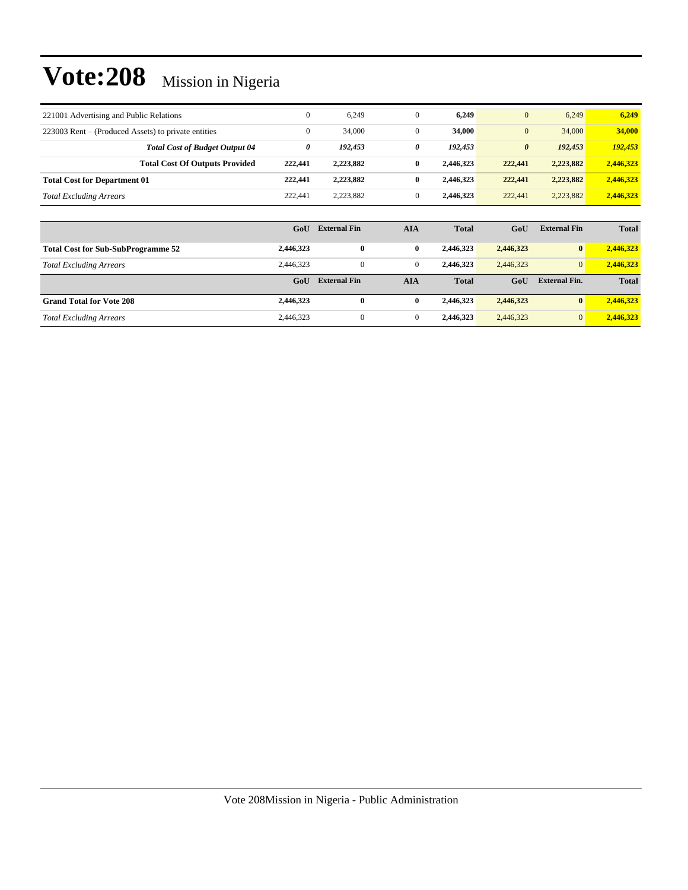# Vote:208 Mission in Nigeria

| | | | | | | | |
|---|---|---|---|---|---|---|---|
| 221001 Advertising and Public Relations | 0 | 6,249 | 0 | **6,249** | 0 | 6,249 | **6,249** |
| 223003 Rent – (Produced Assets) to private entities | 0 | 34,000 | 0 | **34,000** | 0 | 34,000 | **34,000** |
| ***Total Cost of Budget Output 04*** | ***0*** | ***192,453*** | ***0*** | ***192,453*** | ***0*** | ***192,453*** | ***192,453*** |
| **Total Cost Of Outputs Provided** | **222,441** | **2,223,882** | **0** | **2,446,323** | **222,441** | **2,223,882** | **2,446,323** |
| **Total Cost for Department 01** | **222,441** | **2,223,882** | **0** | **2,446,323** | **222,441** | **2,223,882** | **2,446,323** |
| *Total Excluding Arrears* | 222,441 | 2,223,882 | 0 | **2,446,323** | 222,441 | 2,223,882 | **2,446,323** |

| | GoU | External Fin | AIA | Total | GoU | External Fin | Total |
|---|---|---|---|---|---|---|---|
| **Total Cost for Sub-SubProgramme 52** | **2,446,323** | **0** | **0** | **2,446,323** | **2,446,323** | **0** | **2,446,323** |
| *Total Excluding Arrears* | 2,446,323 | 0 | 0 | **2,446,323** | 2,446,323 | 0 | **2,446,323** |
| | **GoU** | **External Fin** | **AIA** | **Total** | **GoU** | **External Fin.** | **Total** |
| **Grand Total for Vote 208** | **2,446,323** | **0** | **0** | **2,446,323** | **2,446,323** | **0** | **2,446,323** |
| *Total Excluding Arrears* | 2,446,323 | 0 | 0 | **2,446,323** | 2,446,323 | 0 | **2,446,323** |